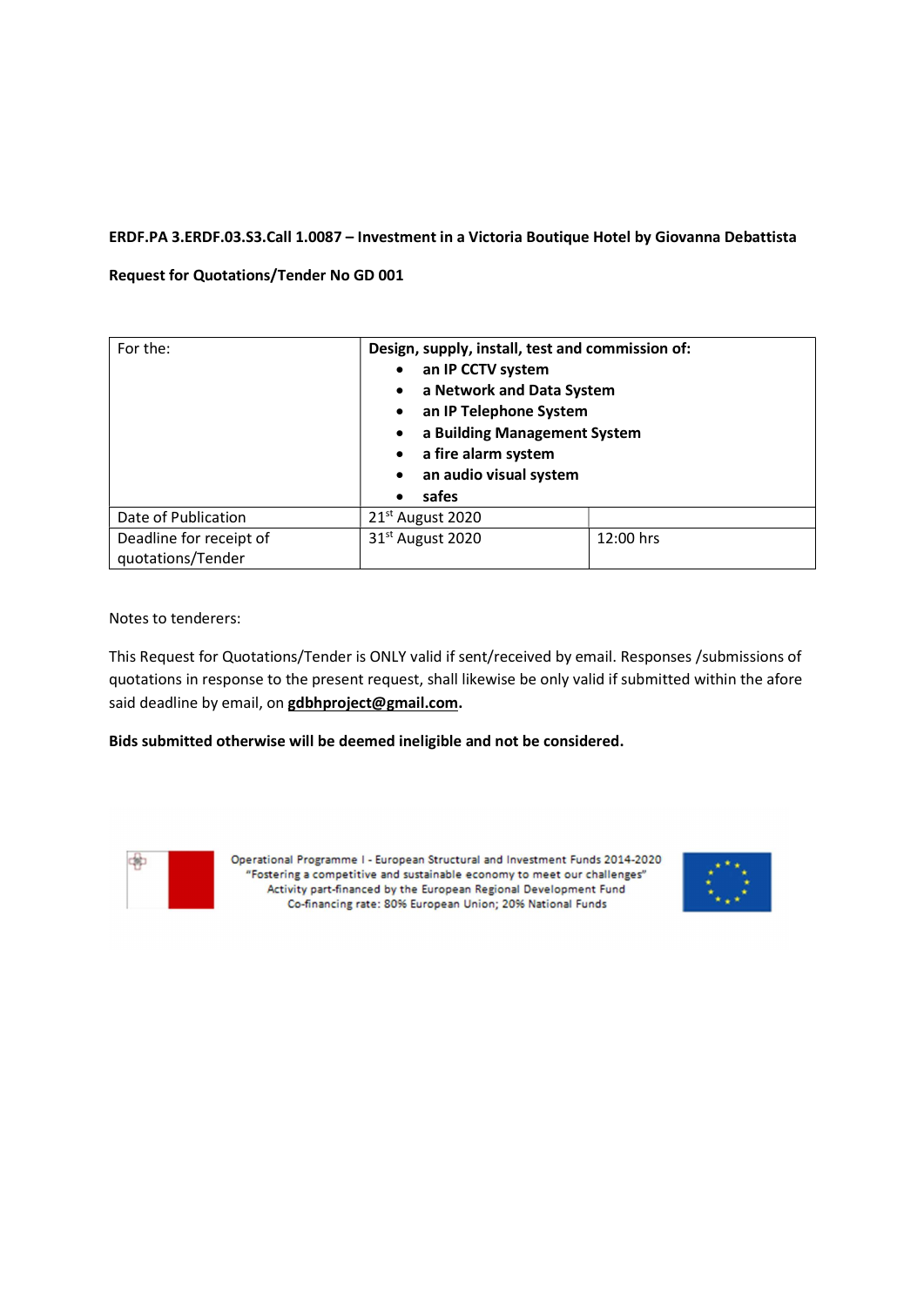**ERDF.PA 3.ERDF.03.S3.Call 1.0087 – Investment in a Victoria Boutique Hotel by Giovanna Debattista**

**Request for Quotations/Tender No GD 001**

| For the: | **Design, supply, install, test and commission of:**<br>• **an IP CCTV system**<br>• **a Network and Data System**<br>• **an IP Telephone System**<br>• **a Building Management System**<br>• **a fire alarm system**<br>• **an audio visual system**<br>• **safes** | |
|---|---|---|
| Date of Publication | 21st August 2020 | |
| Deadline for receipt of quotations/Tender | 31st August 2020 | 12:00 hrs |

Notes to tenderers:

This Request for Quotations/Tender is ONLY valid if sent/received by email. Responses /submissions of quotations in response to the present request, shall likewise be only valid if submitted within the afore said deadline by email, on **gdbhproject@gmail.com**.

**Bids submitted otherwise will be deemed ineligible and not be considered.**

Operational Programme I - European Structural and Investment Funds 2014-2020
"Fostering a competitive and sustainable economy to meet our challenges"
Activity part-financed by the European Regional Development Fund
Co-financing rate: 80% European Union; 20% National Funds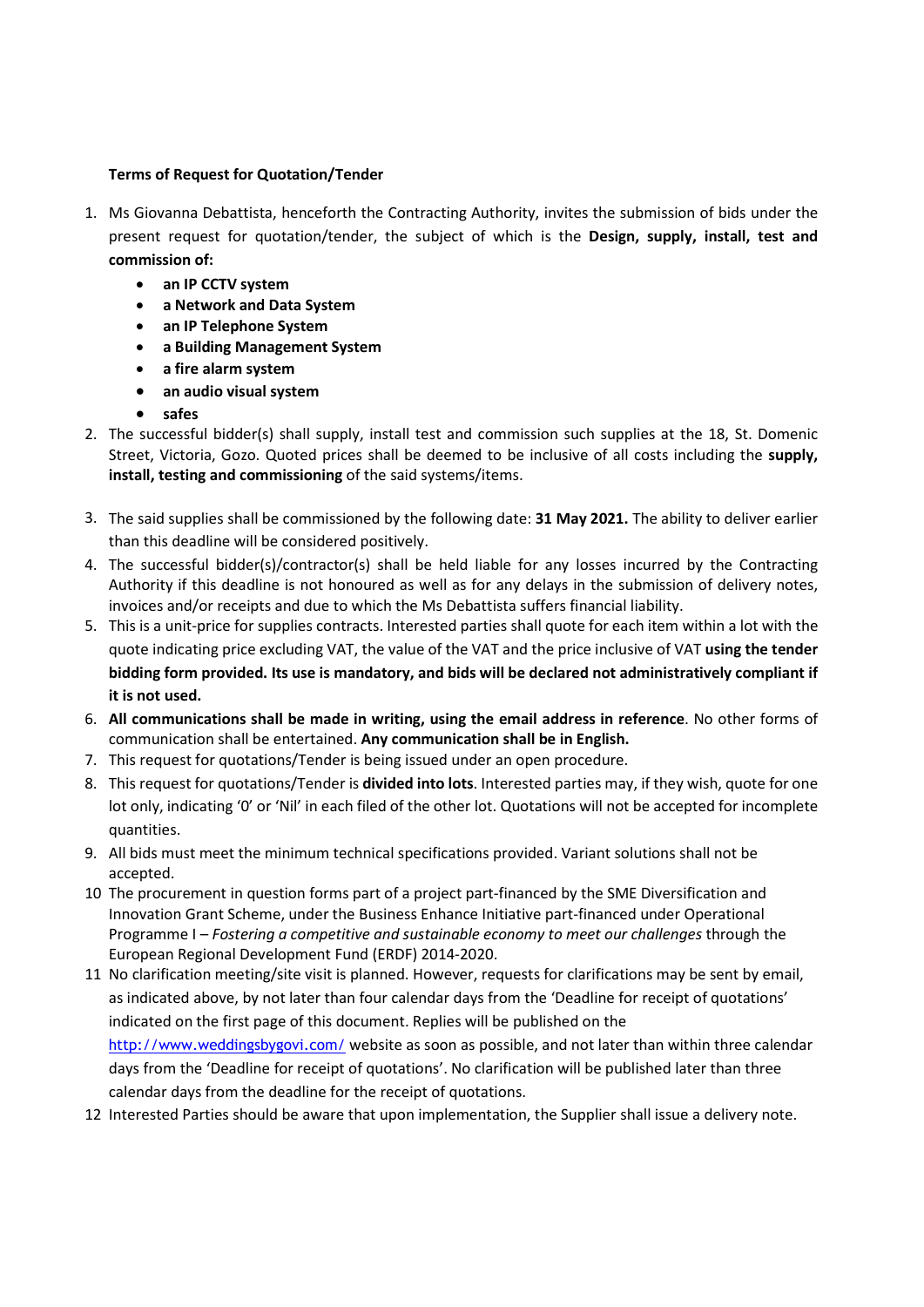**Terms of Request for Quotation/Tender**

1. Ms Giovanna Debattista, henceforth the Contracting Authority, invites the submission of bids under the present request for quotation/tender, the subject of which is the **Design, supply, install, test and commission of:**
   - **an IP CCTV system**
   - **a Network and Data System**
   - **an IP Telephone System**
   - **a Building Management System**
   - **a fire alarm system**
   - **an audio visual system**
   - **safes**
2. The successful bidder(s) shall supply, install test and commission such supplies at the 18, St. Domenic Street, Victoria, Gozo. Quoted prices shall be deemed to be inclusive of all costs including the **supply, install, testing and commissioning** of the said systems/items.
3. The said supplies shall be commissioned by the following date: **31 May 2021.** The ability to deliver earlier than this deadline will be considered positively.
4. The successful bidder(s)/contractor(s) shall be held liable for any losses incurred by the Contracting Authority if this deadline is not honoured as well as for any delays in the submission of delivery notes, invoices and/or receipts and due to which the Ms Debattista suffers financial liability.
5. This is a unit-price for supplies contracts. Interested parties shall quote for each item within a lot with the quote indicating price excluding VAT, the value of the VAT and the price inclusive of VAT **using the tender bidding form provided. Its use is mandatory, and bids will be declared not administratively compliant if it is not used.**
6. **All communications shall be made in writing, using the email address in reference**. No other forms of communication shall be entertained. **Any communication shall be in English.**
7. This request for quotations/Tender is being issued under an open procedure.
8. This request for quotations/Tender is **divided into lots**. Interested parties may, if they wish, quote for one lot only, indicating '0' or 'Nil' in each filed of the other lot. Quotations will not be accepted for incomplete quantities.
9. All bids must meet the minimum technical specifications provided. Variant solutions shall not be accepted.
10. The procurement in question forms part of a project part-financed by the SME Diversification and Innovation Grant Scheme, under the Business Enhance Initiative part-financed under Operational Programme I – *Fostering a competitive and sustainable economy to meet our challenges* through the European Regional Development Fund (ERDF) 2014-2020.
11. No clarification meeting/site visit is planned. However, requests for clarifications may be sent by email, as indicated above, by not later than four calendar days from the 'Deadline for receipt of quotations' indicated on the first page of this document. Replies will be published on the http://www.weddingsbygovi.com/ website as soon as possible, and not later than within three calendar days from the 'Deadline for receipt of quotations'. No clarification will be published later than three calendar days from the deadline for the receipt of quotations.
12. Interested Parties should be aware that upon implementation, the Supplier shall issue a delivery note.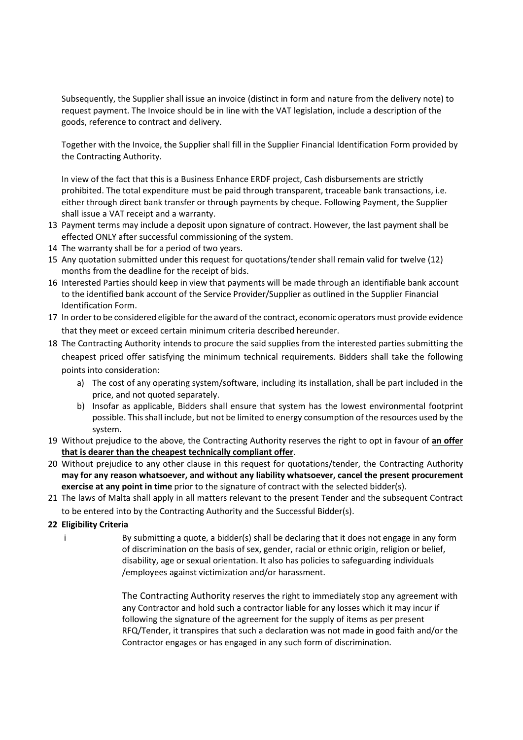Subsequently, the Supplier shall issue an invoice (distinct in form and nature from the delivery note) to request payment. The Invoice should be in line with the VAT legislation, include a description of the goods, reference to contract and delivery.

Together with the Invoice, the Supplier shall fill in the Supplier Financial Identification Form provided by the Contracting Authority.

In view of the fact that this is a Business Enhance ERDF project, Cash disbursements are strictly prohibited. The total expenditure must be paid through transparent, traceable bank transactions, i.e. either through direct bank transfer or through payments by cheque. Following Payment, the Supplier shall issue a VAT receipt and a warranty.

13 Payment terms may include a deposit upon signature of contract. However, the last payment shall be effected ONLY after successful commissioning of the system.

14 The warranty shall be for a period of two years.

15 Any quotation submitted under this request for quotations/tender shall remain valid for twelve (12) months from the deadline for the receipt of bids.

16 Interested Parties should keep in view that payments will be made through an identifiable bank account to the identified bank account of the Service Provider/Supplier as outlined in the Supplier Financial Identification Form.

17 In order to be considered eligible for the award of the contract, economic operators must provide evidence that they meet or exceed certain minimum criteria described hereunder.

18 The Contracting Authority intends to procure the said supplies from the interested parties submitting the cheapest priced offer satisfying the minimum technical requirements. Bidders shall take the following points into consideration:

   a) The cost of any operating system/software, including its installation, shall be part included in the price, and not quoted separately.
   b) Insofar as applicable, Bidders shall ensure that system has the lowest environmental footprint possible. This shall include, but not be limited to energy consumption of the resources used by the system.

19 Without prejudice to the above, the Contracting Authority reserves the right to opt in favour of **an offer that is dearer than the cheapest technically compliant offer**.

20 Without prejudice to any other clause in this request for quotations/tender, the Contracting Authority **may for any reason whatsoever, and without any liability whatsoever, cancel the present procurement exercise at any point in time** prior to the signature of contract with the selected bidder(s).

21 The laws of Malta shall apply in all matters relevant to the present Tender and the subsequent Contract to be entered into by the Contracting Authority and the Successful Bidder(s).

**22 Eligibility Criteria**

i By submitting a quote, a bidder(s) shall be declaring that it does not engage in any form of discrimination on the basis of sex, gender, racial or ethnic origin, religion or belief, disability, age or sexual orientation. It also has policies to safeguarding individuals /employees against victimization and/or harassment.

The Contracting Authority reserves the right to immediately stop any agreement with any Contractor and hold such a contractor liable for any losses which it may incur if following the signature of the agreement for the supply of items as per present RFQ/Tender, it transpires that such a declaration was not made in good faith and/or the Contractor engages or has engaged in any such form of discrimination.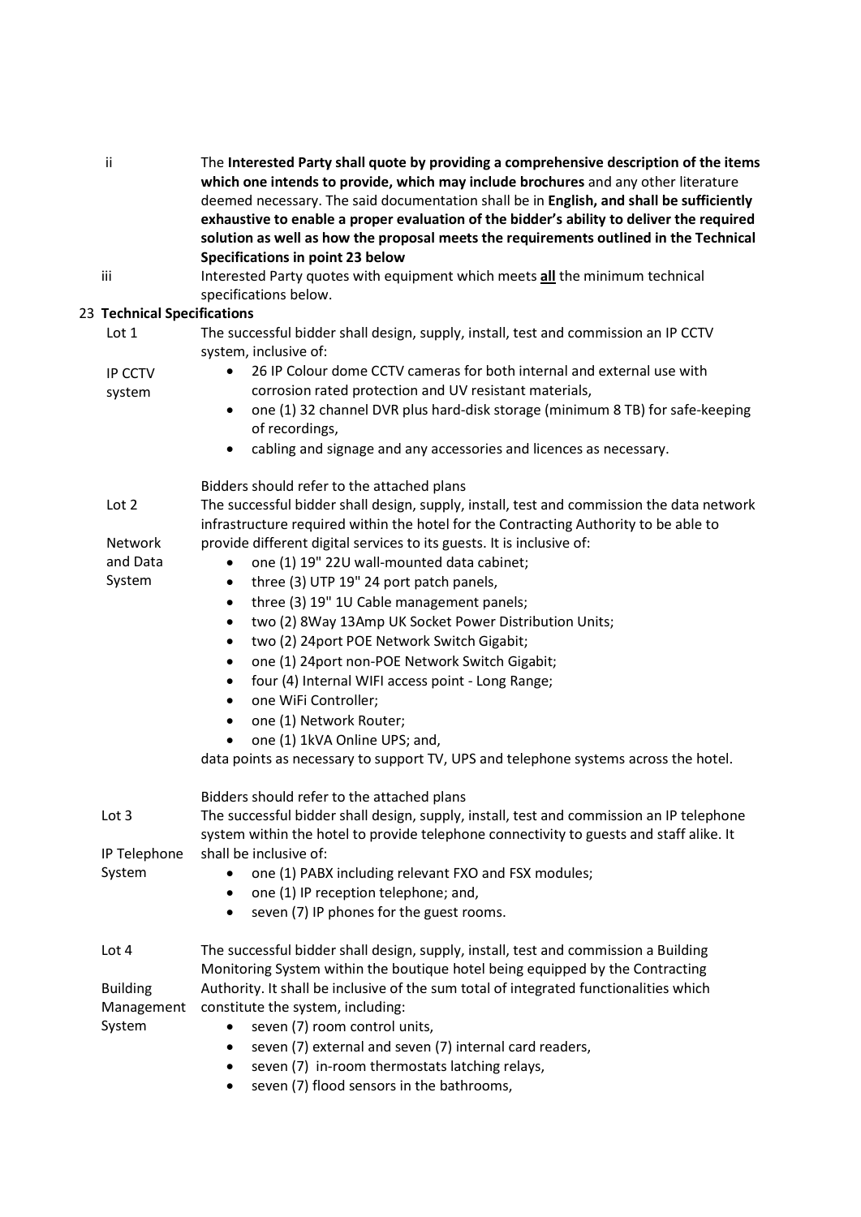ii The **Interested Party shall quote by providing a comprehensive description of the items which one intends to provide, which may include brochures** and any other literature deemed necessary. The said documentation shall be in **English, and shall be sufficiently exhaustive to enable a proper evaluation of the bidder's ability to deliver the required solution as well as how the proposal meets the requirements outlined in the Technical Specifications in point 23 below**

iii Interested Party quotes with equipment which meets **all** the minimum technical specifications below.

## 23 Technical Specifications

**Lot 1 — IP CCTV system**

The successful bidder shall design, supply, install, test and commission an IP CCTV system, inclusive of:

- 26 IP Colour dome CCTV cameras for both internal and external use with corrosion rated protection and UV resistant materials,
- one (1) 32 channel DVR plus hard-disk storage (minimum 8 TB) for safe-keeping of recordings,
- cabling and signage and any accessories and licences as necessary.

Bidders should refer to the attached plans

**Lot 2 — Network and Data System**

The successful bidder shall design, supply, install, test and commission the data network infrastructure required within the hotel for the Contracting Authority to be able to provide different digital services to its guests. It is inclusive of:

- one (1) 19" 22U wall-mounted data cabinet;
- three (3) UTP 19" 24 port patch panels,
- three (3) 19" 1U Cable management panels;
- two (2) 8Way 13Amp UK Socket Power Distribution Units;
- two (2) 24port POE Network Switch Gigabit;
- one (1) 24port non-POE Network Switch Gigabit;
- four (4) Internal WIFI access point - Long Range;
- one WiFi Controller;
- one (1) Network Router;
- one (1) 1kVA Online UPS; and,

data points as necessary to support TV, UPS and telephone systems across the hotel.

Bidders should refer to the attached plans

**Lot 3 — IP Telephone System**

The successful bidder shall design, supply, install, test and commission an IP telephone system within the hotel to provide telephone connectivity to guests and staff alike. It shall be inclusive of:

- one (1) PABX including relevant FXO and FSX modules;
- one (1) IP reception telephone; and,
- seven (7) IP phones for the guest rooms.

**Lot 4 — Building Management System**

The successful bidder shall design, supply, install, test and commission a Building Monitoring System within the boutique hotel being equipped by the Contracting Authority. It shall be inclusive of the sum total of integrated functionalities which constitute the system, including:

- seven (7) room control units,
- seven (7) external and seven (7) internal card readers,
- seven (7) in-room thermostats latching relays,
- seven (7) flood sensors in the bathrooms,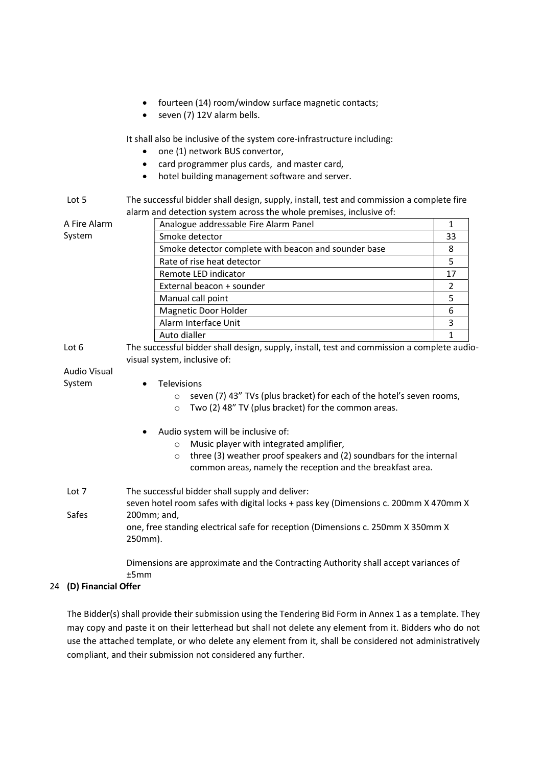- fourteen (14) room/window surface magnetic contacts;
- seven (7) 12V alarm bells.

It shall also be inclusive of the system core-infrastructure including:

- one (1) network BUS convertor,
- card programmer plus cards, and master card,
- hotel building management software and server.

**Lot 5**

**A Fire Alarm System**

The successful bidder shall design, supply, install, test and commission a complete fire alarm and detection system across the whole premises, inclusive of:

| Item | Qty |
|---|---|
| Analogue addressable Fire Alarm Panel | 1 |
| Smoke detector | 33 |
| Smoke detector complete with beacon and sounder base | 8 |
| Rate of rise heat detector | 5 |
| Remote LED indicator | 17 |
| External beacon + sounder | 2 |
| Manual call point | 5 |
| Magnetic Door Holder | 6 |
| Alarm Interface Unit | 3 |
| Auto dialler | 1 |

**Lot 6**

**Audio Visual System**

The successful bidder shall design, supply, install, test and commission a complete audio-visual system, inclusive of:

- Televisions
  - seven (7) 43" TVs (plus bracket) for each of the hotel's seven rooms,
  - Two (2) 48" TV (plus bracket) for the common areas.
- Audio system will be inclusive of:
  - Music player with integrated amplifier,
  - three (3) weather proof speakers and (2) soundbars for the internal common areas, namely the reception and the breakfast area.

**Lot 7**

**Safes**

The successful bidder shall supply and deliver:
seven hotel room safes with digital locks + pass key (Dimensions c. 200mm X 470mm X 200mm; and,
one, free standing electrical safe for reception (Dimensions c. 250mm X 350mm X 250mm).

Dimensions are approximate and the Contracting Authority shall accept variances of ±5mm

## 24 (D) Financial Offer

The Bidder(s) shall provide their submission using the Tendering Bid Form in Annex 1 as a template. They may copy and paste it on their letterhead but shall not delete any element from it. Bidders who do not use the attached template, or who delete any element from it, shall be considered not administratively compliant, and their submission not considered any further.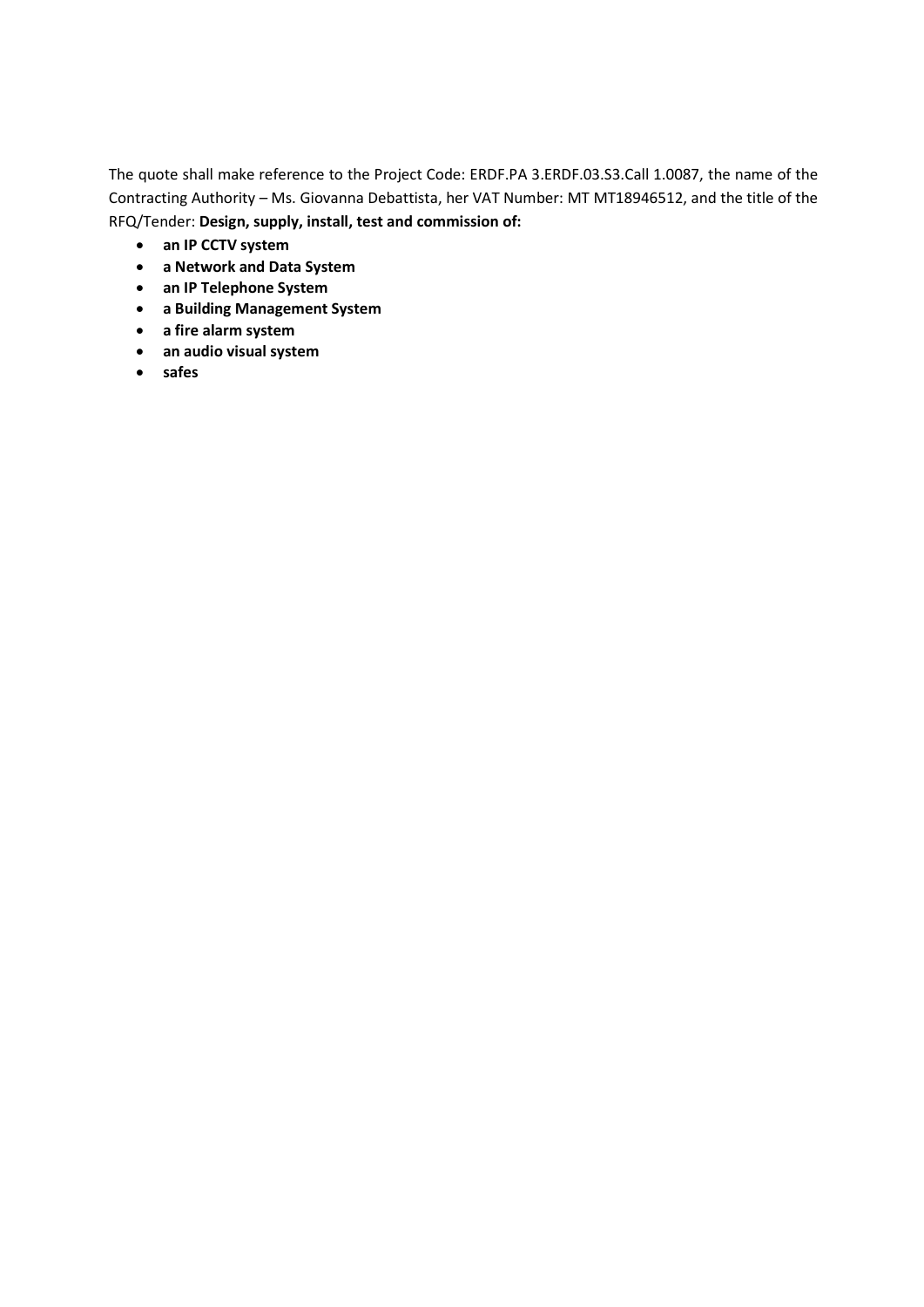The quote shall make reference to the Project Code: ERDF.PA 3.ERDF.03.S3.Call 1.0087, the name of the Contracting Authority – Ms. Giovanna Debattista, her VAT Number: MT MT18946512, and the title of the RFQ/Tender: **Design, supply, install, test and commission of:**

- **an IP CCTV system**
- **a Network and Data System**
- **an IP Telephone System**
- **a Building Management System**
- **a fire alarm system**
- **an audio visual system**
- **safes**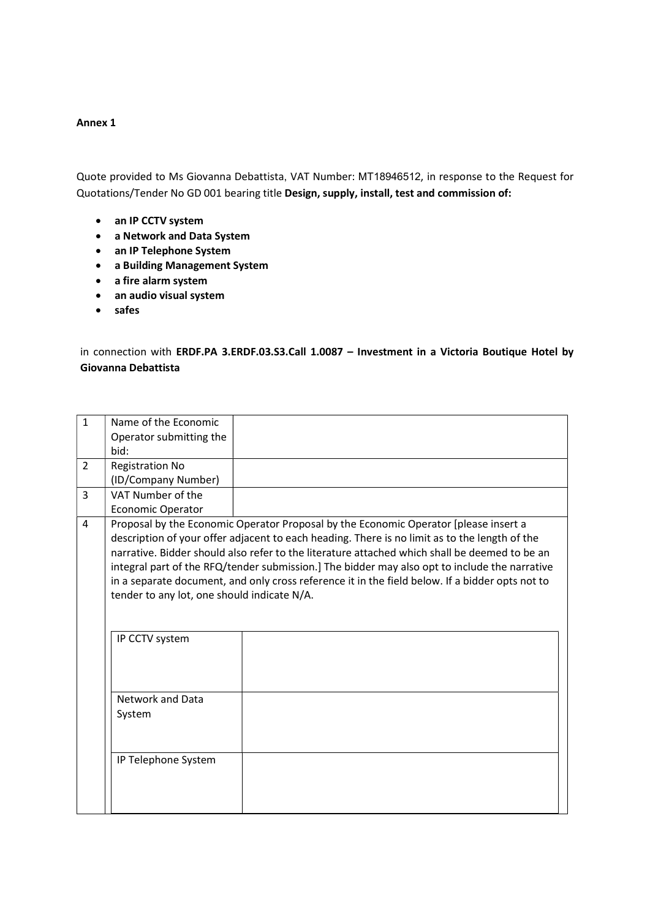**Annex 1**

Quote provided to Ms Giovanna Debattista, VAT Number: MT18946512, in response to the Request for Quotations/Tender No GD 001 bearing title **Design, supply, install, test and commission of:**

- **an IP CCTV system**
- **a Network and Data System**
- **an IP Telephone System**
- **a Building Management System**
- **a fire alarm system**
- **an audio visual system**
- **safes**

in connection with **ERDF.PA 3.ERDF.03.S3.Call 1.0087 – Investment in a Victoria Boutique Hotel by Giovanna Debattista**

| | | |
|---|---|---|
| 1 | Name of the Economic Operator submitting the bid: | |
| 2 | Registration No (ID/Company Number) | |
| 3 | VAT Number of the Economic Operator | |
| 4 | Proposal by the Economic Operator Proposal by the Economic Operator [please insert a description of your offer adjacent to each heading. There is no limit as to the length of the narrative. Bidder should also refer to the literature attached which shall be deemed to be an integral part of the RFQ/tender submission.] The bidder may also opt to include the narrative in a separate document, and only cross reference it in the field below. If a bidder opts not to tender to any lot, one should indicate N/A. | |

| | |
|---|---|
| IP CCTV system | |
| Network and Data System | |
| IP Telephone System | |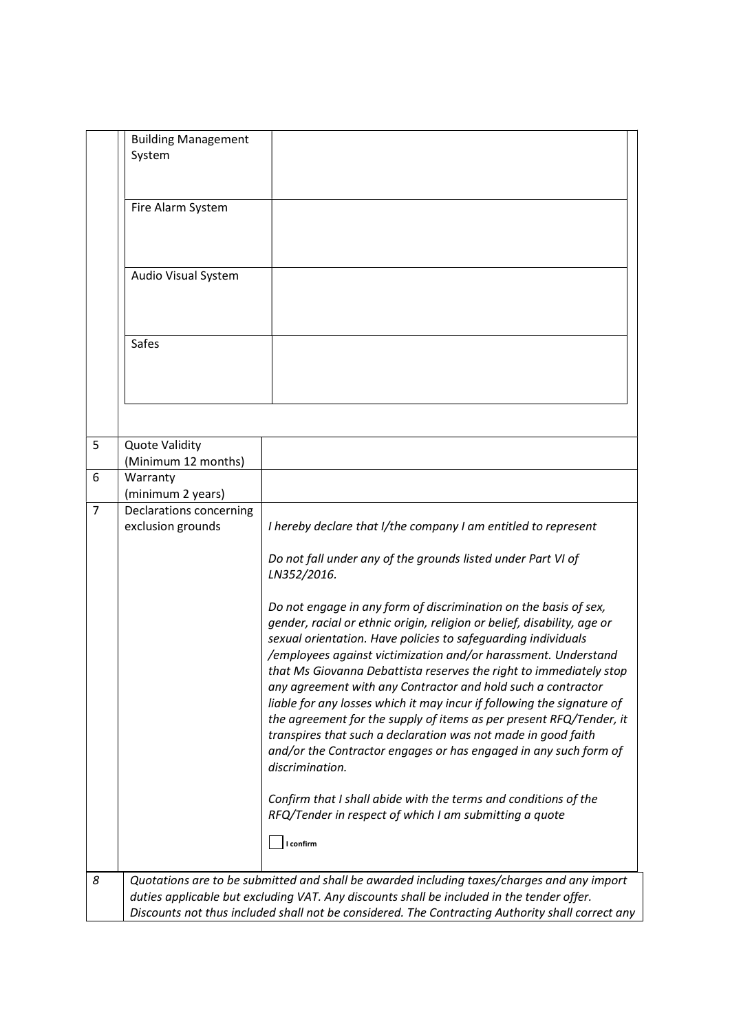| | | |
|---|---|---|
| | Building Management System | |
| | Fire Alarm System | |
| | Audio Visual System | |
| | Safes | |
| 5 | Quote Validity (Minimum 12 months) | |
| 6 | Warranty (minimum 2 years) | |
| 7 | Declarations concerning exclusion grounds | *I hereby declare that I/the company I am entitled to represent*<br><br>*Do not fall under any of the grounds listed under Part VI of LN352/2016.*<br><br>*Do not engage in any form of discrimination on the basis of sex, gender, racial or ethnic origin, religion or belief, disability, age or sexual orientation. Have policies to safeguarding individuals /employees against victimization and/or harassment. Understand that Ms Giovanna Debattista reserves the right to immediately stop any agreement with any Contractor and hold such a contractor liable for any losses which it may incur if following the signature of the agreement for the supply of items as per present RFQ/Tender, it transpires that such a declaration was not made in good faith and/or the Contractor engages or has engaged in any such form of discrimination.*<br><br>*Confirm that I shall abide with the terms and conditions of the RFQ/Tender in respect of which I am submitting a quote*<br><br>☐ **I confirm** |
| *8* | *Quotations are to be submitted and shall be awarded including taxes/charges and any import duties applicable but excluding VAT. Any discounts shall be included in the tender offer. Discounts not thus included shall not be considered. The Contracting Authority shall correct any* | |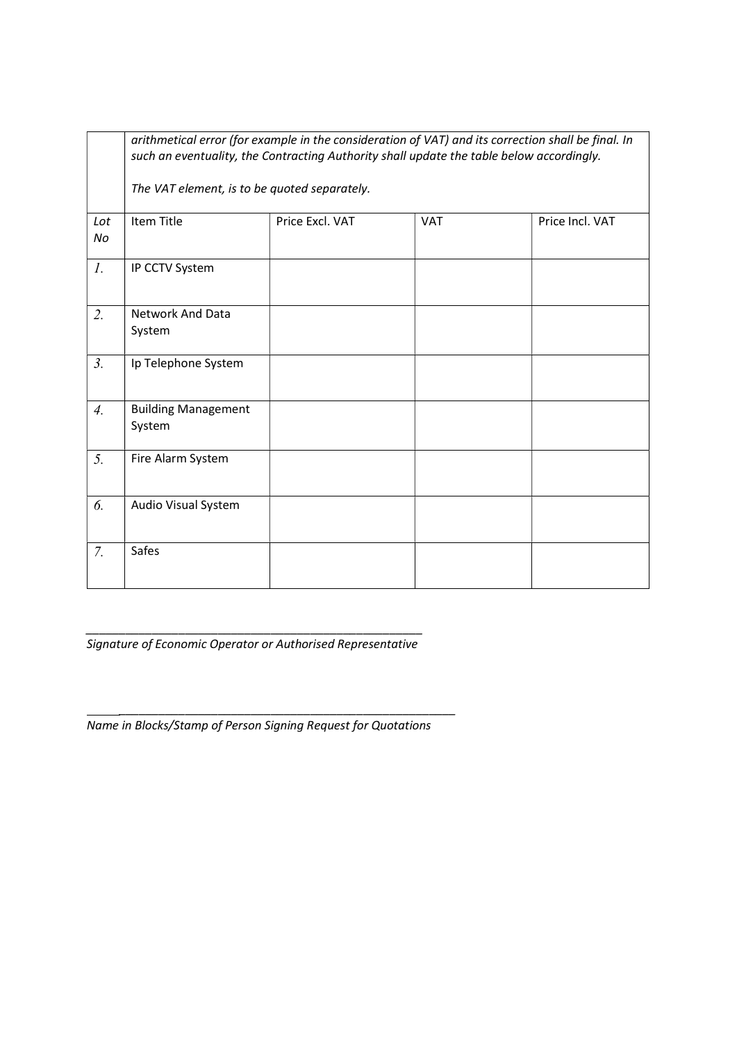| | |
|---|---|
| | *arithmetical error (for example in the consideration of VAT) and its correction shall be final. In such an eventuality, the Contracting Authority shall update the table below accordingly.*<br><br>*The VAT element, is to be quoted separately.* |

| *Lot No* | Item Title | Price Excl. VAT | VAT | Price Incl. VAT |
|---|---|---|---|---|
| *1.* | IP CCTV System | | | |
| *2.* | Network And Data System | | | |
| *3.* | Ip Telephone System | | | |
| *4.* | Building Management System | | | |
| *5.* | Fire Alarm System | | | |
| *6.* | Audio Visual System | | | |
| *7.* | Safes | | | |

______________________________________________________
*Signature of Economic Operator or Authorised Representative*

______________________________________________________
*Name in Blocks/Stamp of Person Signing Request for Quotations*